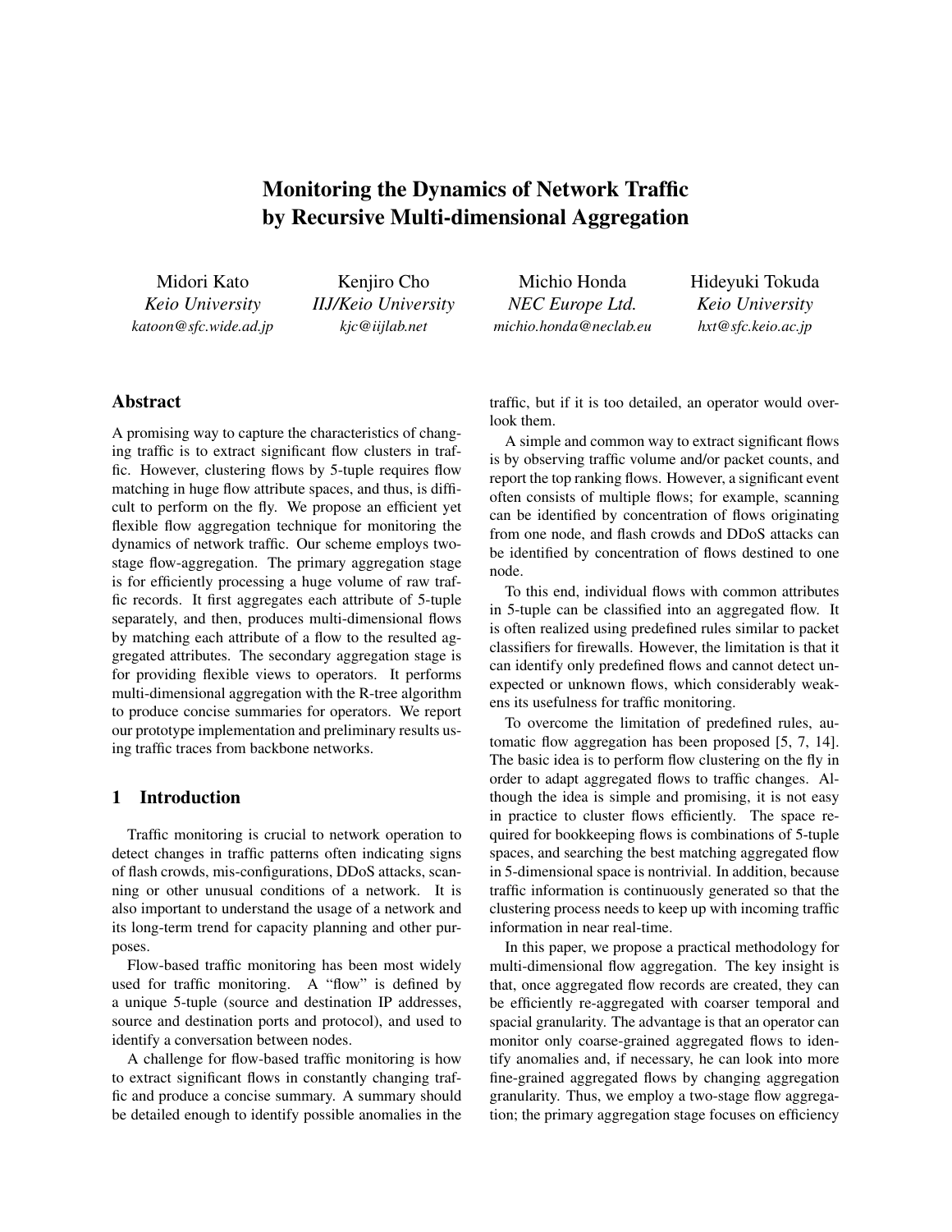# Monitoring the Dynamics of Network Traffic by Recursive Multi-dimensional Aggregation

Midori Kato
*Keio University*
*katoon@sfc.wide.ad.jp*

Kenjiro Cho
*IIJ/Keio University*
*kjc@iijlab.net*

Michio Honda
*NEC Europe Ltd.*
*michio.honda@neclab.eu*

Hideyuki Tokuda
*Keio University*
*hxt@sfc.keio.ac.jp*

## Abstract

A promising way to capture the characteristics of changing traffic is to extract significant flow clusters in traffic. However, clustering flows by 5-tuple requires flow matching in huge flow attribute spaces, and thus, is difficult to perform on the fly. We propose an efficient yet flexible flow aggregation technique for monitoring the dynamics of network traffic. Our scheme employs two-stage flow-aggregation. The primary aggregation stage is for efficiently processing a huge volume of raw traffic records. It first aggregates each attribute of 5-tuple separately, and then, produces multi-dimensional flows by matching each attribute of a flow to the resulted aggregated attributes. The secondary aggregation stage is for providing flexible views to operators. It performs multi-dimensional aggregation with the R-tree algorithm to produce concise summaries for operators. We report our prototype implementation and preliminary results using traffic traces from backbone networks.

## 1 Introduction

Traffic monitoring is crucial to network operation to detect changes in traffic patterns often indicating signs of flash crowds, mis-configurations, DDoS attacks, scanning or other unusual conditions of a network. It is also important to understand the usage of a network and its long-term trend for capacity planning and other purposes.

Flow-based traffic monitoring has been most widely used for traffic monitoring. A "flow" is defined by a unique 5-tuple (source and destination IP addresses, source and destination ports and protocol), and used to identify a conversation between nodes.

A challenge for flow-based traffic monitoring is how to extract significant flows in constantly changing traffic and produce a concise summary. A summary should be detailed enough to identify possible anomalies in the traffic, but if it is too detailed, an operator would overlook them.

A simple and common way to extract significant flows is by observing traffic volume and/or packet counts, and report the top ranking flows. However, a significant event often consists of multiple flows; for example, scanning can be identified by concentration of flows originating from one node, and flash crowds and DDoS attacks can be identified by concentration of flows destined to one node.

To this end, individual flows with common attributes in 5-tuple can be classified into an aggregated flow. It is often realized using predefined rules similar to packet classifiers for firewalls. However, the limitation is that it can identify only predefined flows and cannot detect unexpected or unknown flows, which considerably weakens its usefulness for traffic monitoring.

To overcome the limitation of predefined rules, automatic flow aggregation has been proposed [5, 7, 14]. The basic idea is to perform flow clustering on the fly in order to adapt aggregated flows to traffic changes. Although the idea is simple and promising, it is not easy in practice to cluster flows efficiently. The space required for bookkeeping flows is combinations of 5-tuple spaces, and searching the best matching aggregated flow in 5-dimensional space is nontrivial. In addition, because traffic information is continuously generated so that the clustering process needs to keep up with incoming traffic information in near real-time.

In this paper, we propose a practical methodology for multi-dimensional flow aggregation. The key insight is that, once aggregated flow records are created, they can be efficiently re-aggregated with coarser temporal and spacial granularity. The advantage is that an operator can monitor only coarse-grained aggregated flows to identify anomalies and, if necessary, he can look into more fine-grained aggregated flows by changing aggregation granularity. Thus, we employ a two-stage flow aggregation; the primary aggregation stage focuses on efficiency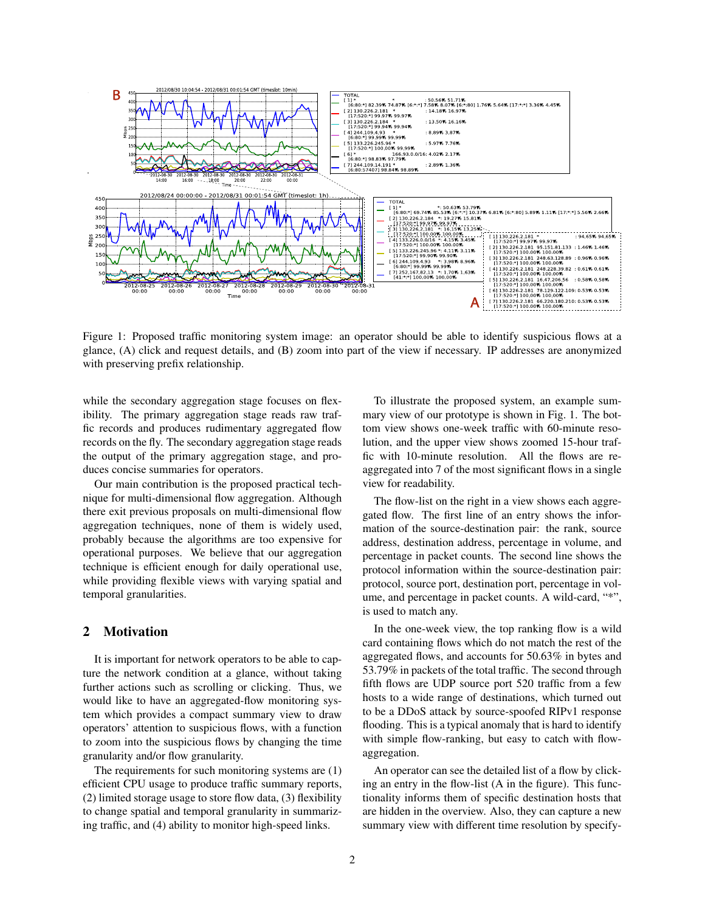Figure 1: Proposed traffic monitoring system image: an operator should be able to identify suspicious flows at a glance, (A) click and request details, and (B) zoom into part of the view if necessary. IP addresses are anonymized with preserving prefix relationship.

while the secondary aggregation stage focuses on flexibility. The primary aggregation stage reads raw traffic records and produces rudimentary aggregated flow records on the fly. The secondary aggregation stage reads the output of the primary aggregation stage, and produces concise summaries for operators.

Our main contribution is the proposed practical technique for multi-dimensional flow aggregation. Although there exit previous proposals on multi-dimensional flow aggregation techniques, none of them is widely used, probably because the algorithms are too expensive for operational purposes. We believe that our aggregation technique is efficient enough for daily operational use, while providing flexible views with varying spatial and temporal granularities.

## 2 Motivation

It is important for network operators to be able to capture the network condition at a glance, without taking further actions such as scrolling or clicking. Thus, we would like to have an aggregated-flow monitoring system which provides a compact summary view to draw operators' attention to suspicious flows, with a function to zoom into the suspicious flows by changing the time granularity and/or flow granularity.

The requirements for such monitoring systems are (1) efficient CPU usage to produce traffic summary reports, (2) limited storage usage to store flow data, (3) flexibility to change spatial and temporal granularity in summarizing traffic, and (4) ability to monitor high-speed links.

To illustrate the proposed system, an example summary view of our prototype is shown in Fig. 1. The bottom view shows one-week traffic with 60-minute resolution, and the upper view shows zoomed 15-hour traffic with 10-minute resolution. All the flows are re-aggregated into 7 of the most significant flows in a single view for readability.

The flow-list on the right in a view shows each aggregated flow. The first line of an entry shows the information of the source-destination pair: the rank, source address, destination address, percentage in volume, and percentage in packet counts. The second line shows the protocol information within the source-destination pair: protocol, source port, destination port, percentage in volume, and percentage in packet counts. A wild-card, "*", is used to match any.

In the one-week view, the top ranking flow is a wild card containing flows which do not match the rest of the aggregated flows, and accounts for 50.63% in bytes and 53.79% in packets of the total traffic. The second through fifth flows are UDP source port 520 traffic from a few hosts to a wide range of destinations, which turned out to be a DDoS attack by source-spoofed RIPv1 response flooding. This is a typical anomaly that is hard to identify with simple flow-ranking, but easy to catch with flow-aggregation.

An operator can see the detailed list of a flow by clicking an entry in the flow-list (A in the figure). This functionality informs them of specific destination hosts that are hidden in the overview. Also, they can capture a new summary view with different time resolution by specify-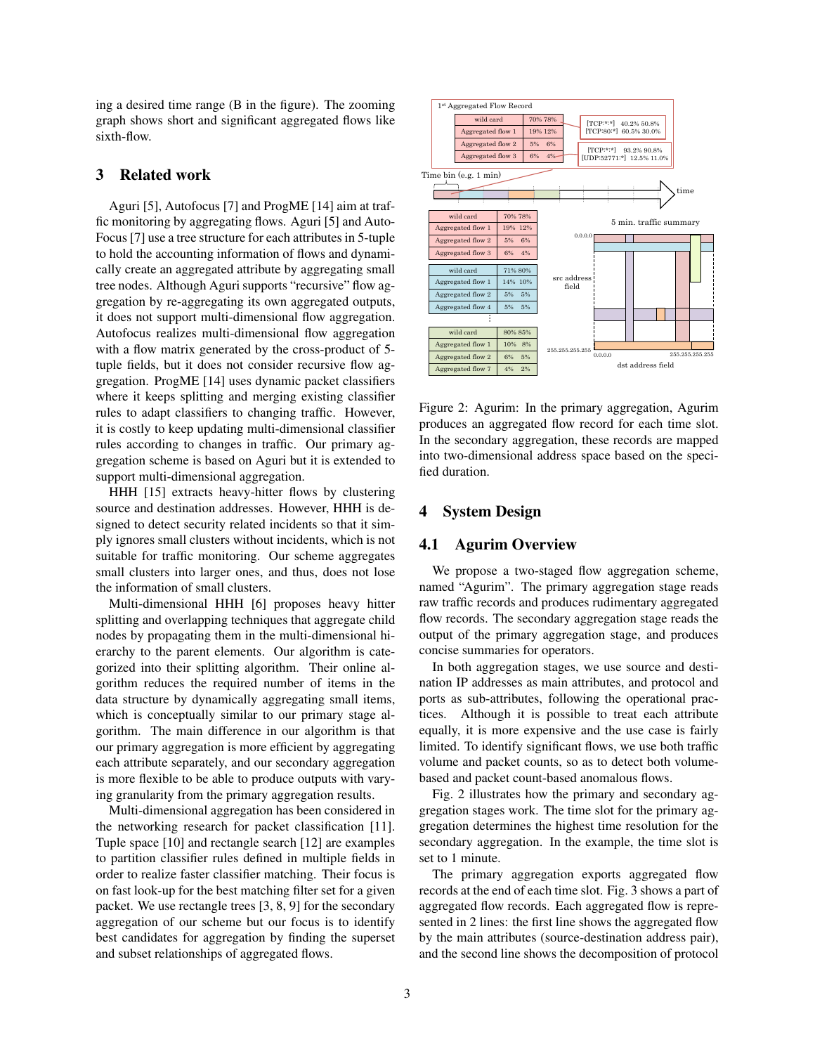ing a desired time range (B in the figure). The zooming graph shows short and significant aggregated flows like sixth-flow.

## 3 Related work

Aguri [5], Autofocus [7] and ProgME [14] aim at traffic monitoring by aggregating flows. Aguri [5] and AutoFocus [7] use a tree structure for each attributes in 5-tuple to hold the accounting information of flows and dynamically create an aggregated attribute by aggregating small tree nodes. Although Aguri supports "recursive" flow aggregation by re-aggregating its own aggregated outputs, it does not support multi-dimensional flow aggregation. Autofocus realizes multi-dimensional flow aggregation with a flow matrix generated by the cross-product of 5-tuple fields, but it does not consider recursive flow aggregation. ProgME [14] uses dynamic packet classifiers where it keeps splitting and merging existing classifier rules to adapt classifiers to changing traffic. However, it is costly to keep updating multi-dimensional classifier rules according to changes in traffic. Our primary aggregation scheme is based on Aguri but it is extended to support multi-dimensional aggregation.

HHH [15] extracts heavy-hitter flows by clustering source and destination addresses. However, HHH is designed to detect security related incidents so that it simply ignores small clusters without incidents, which is not suitable for traffic monitoring. Our scheme aggregates small clusters into larger ones, and thus, does not lose the information of small clusters.

Multi-dimensional HHH [6] proposes heavy hitter splitting and overlapping techniques that aggregate child nodes by propagating them in the multi-dimensional hierarchy to the parent elements. Our algorithm is categorized into their splitting algorithm. Their online algorithm reduces the required number of items in the data structure by dynamically aggregating small items, which is conceptually similar to our primary stage algorithm. The main difference in our algorithm is that our primary aggregation is more efficient by aggregating each attribute separately, and our secondary aggregation is more flexible to be able to produce outputs with varying granularity from the primary aggregation results.

Multi-dimensional aggregation has been considered in the networking research for packet classification [11]. Tuple space [10] and rectangle search [12] are examples to partition classifier rules defined in multiple fields in order to realize faster classifier matching. Their focus is on fast look-up for the best matching filter set for a given packet. We use rectangle trees [3, 8, 9] for the secondary aggregation of our scheme but our focus is to identify best candidates for aggregation by finding the superset and subset relationships of aggregated flows.

Figure 2: Agurim: In the primary aggregation, Agurim produces an aggregated flow record for each time slot. In the secondary aggregation, these records are mapped into two-dimensional address space based on the specified duration.

## 4 System Design

### 4.1 Agurim Overview

We propose a two-staged flow aggregation scheme, named "Agurim". The primary aggregation stage reads raw traffic records and produces rudimentary aggregated flow records. The secondary aggregation stage reads the output of the primary aggregation stage, and produces concise summaries for operators.

In both aggregation stages, we use source and destination IP addresses as main attributes, and protocol and ports as sub-attributes, following the operational practices. Although it is possible to treat each attribute equally, it is more expensive and the use case is fairly limited. To identify significant flows, we use both traffic volume and packet counts, so as to detect both volume-based and packet count-based anomalous flows.

Fig. 2 illustrates how the primary and secondary aggregation stages work. The time slot for the primary aggregation determines the highest time resolution for the secondary aggregation. In the example, the time slot is set to 1 minute.

The primary aggregation exports aggregated flow records at the end of each time slot. Fig. 3 shows a part of aggregated flow records. Each aggregated flow is represented in 2 lines: the first line shows the aggregated flow by the main attributes (source-destination address pair), and the second line shows the decomposition of protocol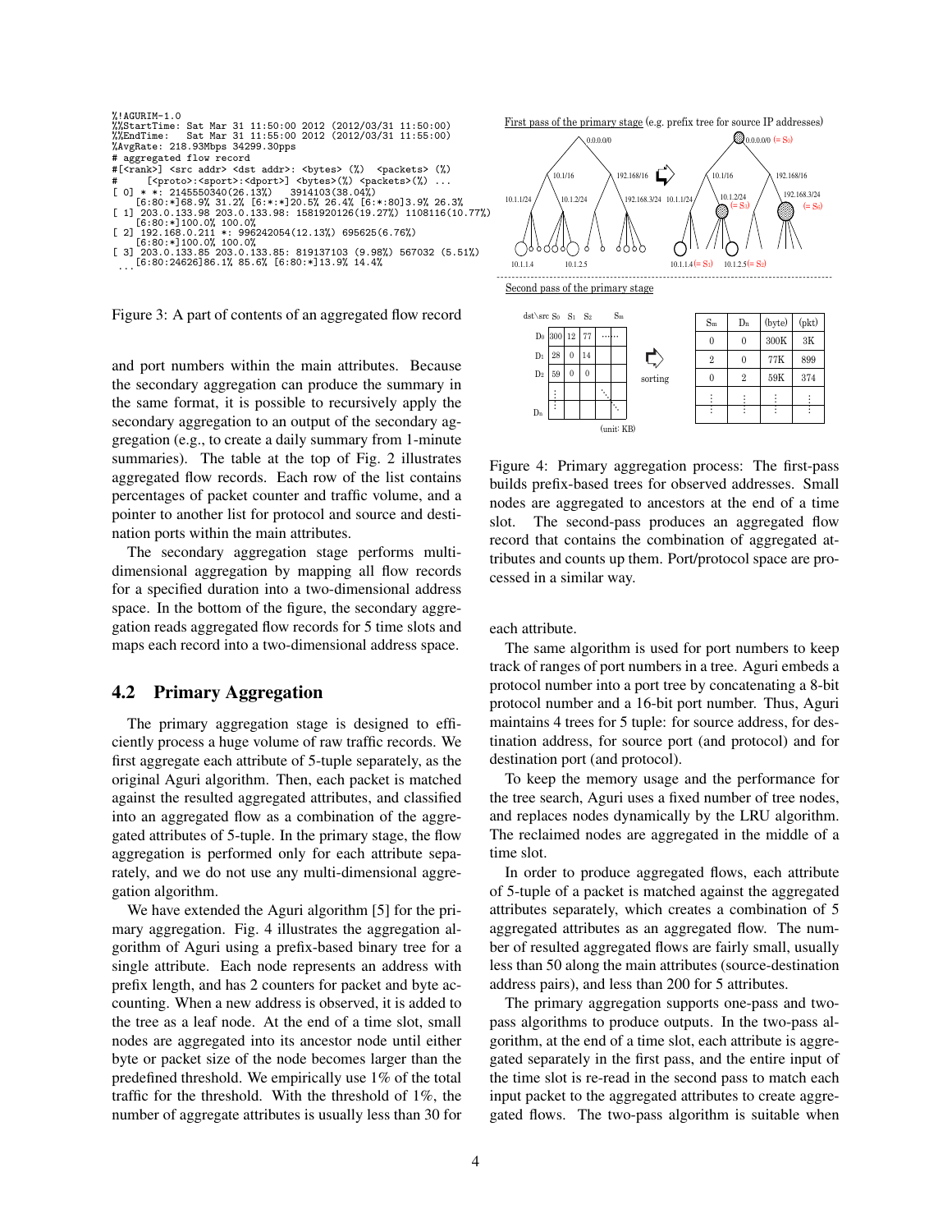```
%!AGURIM-1.0
%%StartTime: Sat Mar 31 11:50:00 2012 (2012/03/31 11:50:00)
%%EndTime:   Sat Mar 31 11:55:00 2012 (2012/03/31 11:55:00)
%AvgRate: 218.93Mbps 34299.30pps
# aggregated flow record
#[<rank>] <src addr> <dst addr>: <bytes> (%)  <packets> (%)
#      [<proto>:<sport>:<dport>] <bytes>(%) <packets>(%) ...
[ 0] * *: 2145550340(26.13%)   3914103(38.04%)
    [6:80:*]68.9% 31.2% [6:*:*]20.5% 26.4% [6:*:80]3.9% 26.3%
[ 1] 203.0.133.98 203.0.133.98: 1581920126(19.27%) 1108116(10.77%)
    [6:80:*]100.0% 100.0%
[ 2] 192.168.0.211 *: 996242054(12.13%) 695625(6.76%)
    [6:80:*]100.0% 100.0%
[ 3] 203.0.133.85 203.0.133.85: 819137103 (9.98%) 567032 (5.51%)
    [6:80:24626]86.1% 85.6% [6:80:*]13.9% 14.4%
...
```

Figure 3: A part of contents of an aggregated flow record

and port numbers within the main attributes. Because the secondary aggregation can produce the summary in the same format, it is possible to recursively apply the secondary aggregation to an output of the secondary aggregation (e.g., to create a daily summary from 1-minute summaries). The table at the top of Fig. 2 illustrates aggregated flow records. Each row of the list contains percentages of packet counter and traffic volume, and a pointer to another list for protocol and source and destination ports within the main attributes.

The secondary aggregation stage performs multi-dimensional aggregation by mapping all flow records for a specified duration into a two-dimensional address space. In the bottom of the figure, the secondary aggregation reads aggregated flow records for 5 time slots and maps each record into a two-dimensional address space.

## 4.2 Primary Aggregation

The primary aggregation stage is designed to efficiently process a huge volume of raw traffic records. We first aggregate each attribute of 5-tuple separately, as the original Aguri algorithm. Then, each packet is matched against the resulted aggregated attributes, and classified into an aggregated flow as a combination of the aggregated attributes of 5-tuple. In the primary stage, the flow aggregation is performed only for each attribute separately, and we do not use any multi-dimensional aggregation algorithm.

We have extended the Aguri algorithm [5] for the primary aggregation. Fig. 4 illustrates the aggregation algorithm of Aguri using a prefix-based binary tree for a single attribute. Each node represents an address with prefix length, and has 2 counters for packet and byte accounting. When a new address is observed, it is added to the tree as a leaf node. At the end of a time slot, small nodes are aggregated into its ancestor node until either byte or packet size of the node becomes larger than the predefined threshold. We empirically use 1% of the total traffic for the threshold. With the threshold of 1%, the number of aggregate attributes is usually less than 30 for each attribute.

First pass of the primary stage (e.g. prefix tree for source IP addresses)

Second pass of the primary stage

| dst\src | $S_0$ | $S_1$ | $S_2$ | ... | $S_m$ |
|---|---|---|---|---|---|
| $D_0$ | 300 | 12 | 77 | ...... | |
| $D_1$ | 28 | 0 | 14 | | |
| $D_2$ | 59 | 0 | 0 | | |
| ⋮ | ⋮ | | | ⋱ | |
| $D_n$ | ⋮ | | | | ⋱ |

(unit: KB)

sorting

| $S_m$ | $D_n$ | (byte) | (pkt) |
|---|---|---|---|
| 0 | 0 | 300K | 3K |
| 2 | 0 | 77K | 899 |
| 0 | 2 | 59K | 374 |
| ⋮ | ⋮ | ⋮ | ⋮ |

Figure 4: Primary aggregation process: The first-pass builds prefix-based trees for observed addresses. Small nodes are aggregated to ancestors at the end of a time slot. The second-pass produces an aggregated flow record that contains the combination of aggregated attributes and counts up them. Port/protocol space are processed in a similar way.

The same algorithm is used for port numbers to keep track of ranges of port numbers in a tree. Aguri embeds a protocol number into a port tree by concatenating a 8-bit protocol number and a 16-bit port number. Thus, Aguri maintains 4 trees for 5 tuple: for source address, for destination address, for source port (and protocol) and for destination port (and protocol).

To keep the memory usage and the performance for the tree search, Aguri uses a fixed number of tree nodes, and replaces nodes dynamically by the LRU algorithm. The reclaimed nodes are aggregated in the middle of a time slot.

In order to produce aggregated flows, each attribute of 5-tuple of a packet is matched against the aggregated attributes separately, which creates a combination of 5 aggregated attributes as an aggregated flow. The number of resulted aggregated flows are fairly small, usually less than 50 along the main attributes (source-destination address pairs), and less than 200 for 5 attributes.

The primary aggregation supports one-pass and two-pass algorithms to produce outputs. In the two-pass algorithm, at the end of a time slot, each attribute is aggregated separately in the first pass, and the entire input of the time slot is re-read in the second pass to match each input packet to the aggregated attributes to create aggregated flows. The two-pass algorithm is suitable when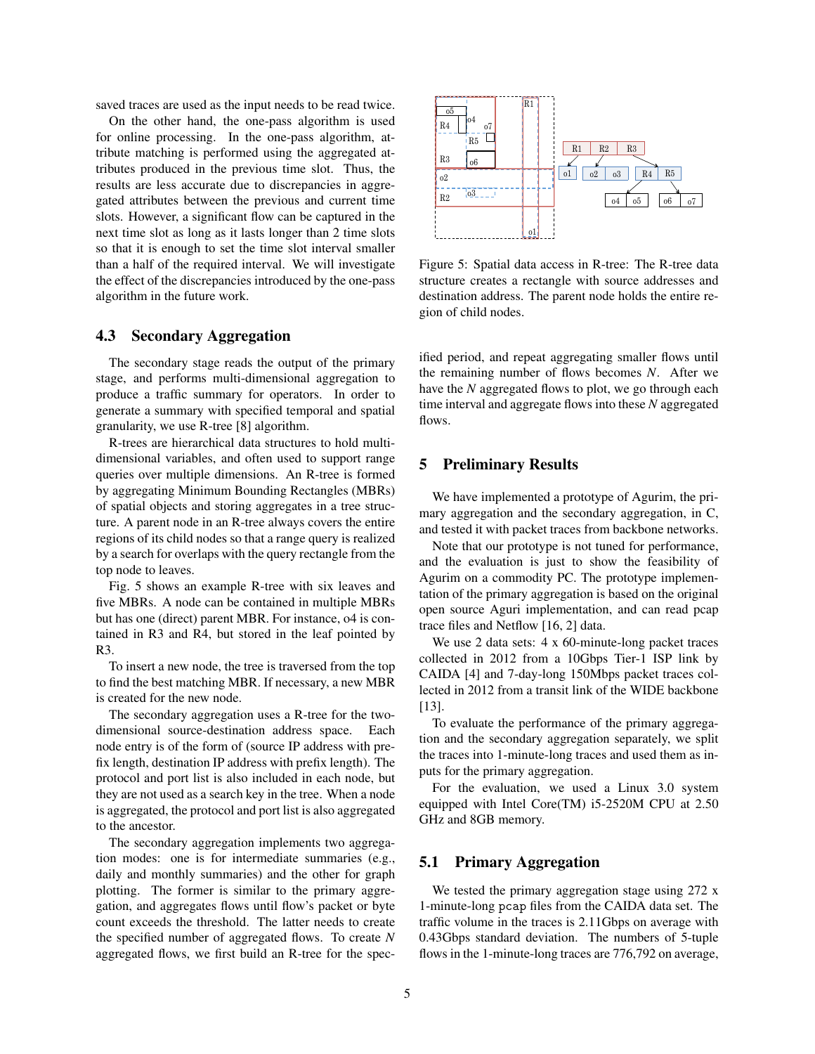saved traces are used as the input needs to be read twice.

On the other hand, the one-pass algorithm is used for online processing. In the one-pass algorithm, attribute matching is performed using the aggregated attributes produced in the previous time slot. Thus, the results are less accurate due to discrepancies in aggregated attributes between the previous and current time slots. However, a significant flow can be captured in the next time slot as long as it lasts longer than 2 time slots so that it is enough to set the time slot interval smaller than a half of the required interval. We will investigate the effect of the discrepancies introduced by the one-pass algorithm in the future work.

## 4.3 Secondary Aggregation

The secondary stage reads the output of the primary stage, and performs multi-dimensional aggregation to produce a traffic summary for operators. In order to generate a summary with specified temporal and spatial granularity, we use R-tree [8] algorithm.

R-trees are hierarchical data structures to hold multi-dimensional variables, and often used to support range queries over multiple dimensions. An R-tree is formed by aggregating Minimum Bounding Rectangles (MBRs) of spatial objects and storing aggregates in a tree structure. A parent node in an R-tree always covers the entire regions of its child nodes so that a range query is realized by a search for overlaps with the query rectangle from the top node to leaves.

Fig. 5 shows an example R-tree with six leaves and five MBRs. A node can be contained in multiple MBRs but has one (direct) parent MBR. For instance, o4 is contained in R3 and R4, but stored in the leaf pointed by R3.

To insert a new node, the tree is traversed from the top to find the best matching MBR. If necessary, a new MBR is created for the new node.

The secondary aggregation uses a R-tree for the two-dimensional source-destination address space. Each node entry is of the form of (source IP address with prefix length, destination IP address with prefix length). The protocol and port list is also included in each node, but they are not used as a search key in the tree. When a node is aggregated, the protocol and port list is also aggregated to the ancestor.

The secondary aggregation implements two aggregation modes: one is for intermediate summaries (e.g., daily and monthly summaries) and the other for graph plotting. The former is similar to the primary aggregation, and aggregates flows until flow's packet or byte count exceeds the threshold. The latter needs to create the specified number of aggregated flows. To create $N$ aggregated flows, we first build an R-tree for the specified period, and repeat aggregating smaller flows until the remaining number of flows becomes $N$. After we have the $N$ aggregated flows to plot, we go through each time interval and aggregate flows into these $N$ aggregated flows.

Figure 5: Spatial data access in R-tree: The R-tree data structure creates a rectangle with source addresses and destination address. The parent node holds the entire region of child nodes.

## 5 Preliminary Results

We have implemented a prototype of Agurim, the primary aggregation and the secondary aggregation, in C, and tested it with packet traces from backbone networks.

Note that our prototype is not tuned for performance, and the evaluation is just to show the feasibility of Agurim on a commodity PC. The prototype implementation of the primary aggregation is based on the original open source Aguri implementation, and can read pcap trace files and Netflow [16, 2] data.

We use 2 data sets: 4 x 60-minute-long packet traces collected in 2012 from a 10Gbps Tier-1 ISP link by CAIDA [4] and 7-day-long 150Mbps packet traces collected in 2012 from a transit link of the WIDE backbone [13].

To evaluate the performance of the primary aggregation and the secondary aggregation separately, we split the traces into 1-minute-long traces and used them as inputs for the primary aggregation.

For the evaluation, we used a Linux 3.0 system equipped with Intel Core(TM) i5-2520M CPU at 2.50 GHz and 8GB memory.

## 5.1 Primary Aggregation

We tested the primary aggregation stage using 272 x 1-minute-long pcap files from the CAIDA data set. The traffic volume in the traces is 2.11Gbps on average with 0.43Gbps standard deviation. The numbers of 5-tuple flows in the 1-minute-long traces are 776,792 on average,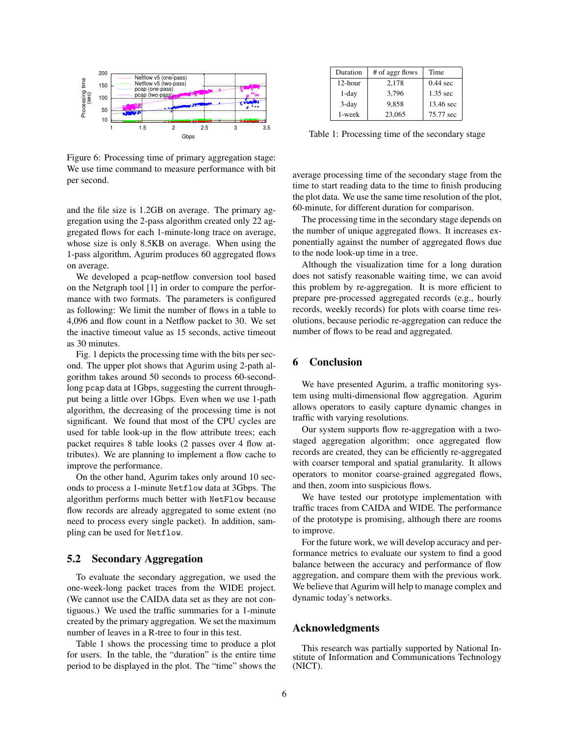Figure 6: Processing time of primary aggregation stage: We use time command to measure performance with bit per second.

and the file size is 1.2GB on average. The primary aggregation using the 2-pass algorithm created only 22 aggregated flows for each 1-minute-long trace on average, whose size is only 8.5KB on average. When using the 1-pass algorithm, Agurim produces 60 aggregated flows on average.

We developed a pcap-netflow conversion tool based on the Netgraph tool [1] in order to compare the performance with two formats. The parameters is configured as following: We limit the number of flows in a table to 4,096 and flow count in a Netflow packet to 30. We set the inactive timeout value as 15 seconds, active timeout as 30 minutes.

Fig. 1 depicts the processing time with the bits per second. The upper plot shows that Agurim using 2-path algorithm takes around 50 seconds to process 60-second-long `pcap` data at 1Gbps, suggesting the current throughput being a little over 1Gbps. Even when we use 1-path algorithm, the decreasing of the processing time is not significant. We found that most of the CPU cycles are used for table look-up in the flow attribute trees; each packet requires 8 table looks (2 passes over 4 flow attributes). We are planning to implement a flow cache to improve the performance.

On the other hand, Agurim takes only around 10 seconds to process a 1-minute `Netflow` data at 3Gbps. The algorithm performs much better with `NetFlow` because flow records are already aggregated to some extent (no need to process every single packet). In addition, sampling can be used for `Netflow`.

## 5.2 Secondary Aggregation

To evaluate the secondary aggregation, we used the one-week-long packet traces from the WIDE project. (We cannot use the CAIDA data set as they are not contiguous.) We used the traffic summaries for a 1-minute created by the primary aggregation. We set the maximum number of leaves in a R-tree to four in this test.

Table 1 shows the processing time to produce a plot for users. In the table, the "duration" is the entire time period to be displayed in the plot. The "time" shows the average processing time of the secondary stage from the time to start reading data to the time to finish producing the plot data. We use the same time resolution of the plot, 60-minute, for different duration for comparison.

| Duration | # of aggr flows | Time |
|---|---|---|
| 12-hour | 2,178 | 0.44 sec |
| 1-day | 3,796 | 1.35 sec |
| 3-day | 9,858 | 13.46 sec |
| 1-week | 23,065 | 75.77 sec |

Table 1: Processing time of the secondary stage

The processing time in the secondary stage depends on the number of unique aggregated flows. It increases exponentially against the number of aggregated flows due to the node look-up time in a tree.

Although the visualization time for a long duration does not satisfy reasonable waiting time, we can avoid this problem by re-aggregation. It is more efficient to prepare pre-processed aggregated records (e.g., hourly records, weekly records) for plots with coarse time resolutions, because periodic re-aggregation can reduce the number of flows to be read and aggregated.

## 6 Conclusion

We have presented Agurim, a traffic monitoring system using multi-dimensional flow aggregation. Agurim allows operators to easily capture dynamic changes in traffic with varying resolutions.

Our system supports flow re-aggregation with a two-staged aggregation algorithm; once aggregated flow records are created, they can be efficiently re-aggregated with coarser temporal and spatial granularity. It allows operators to monitor coarse-grained aggregated flows, and then, zoom into suspicious flows.

We have tested our prototype implementation with traffic traces from CAIDA and WIDE. The performance of the prototype is promising, although there are rooms to improve.

For the future work, we will develop accuracy and performance metrics to evaluate our system to find a good balance between the accuracy and performance of flow aggregation, and compare them with the previous work. We believe that Agurim will help to manage complex and dynamic today's networks.

## Acknowledgments

This research was partially supported by National Institute of Information and Communications Technology (NICT).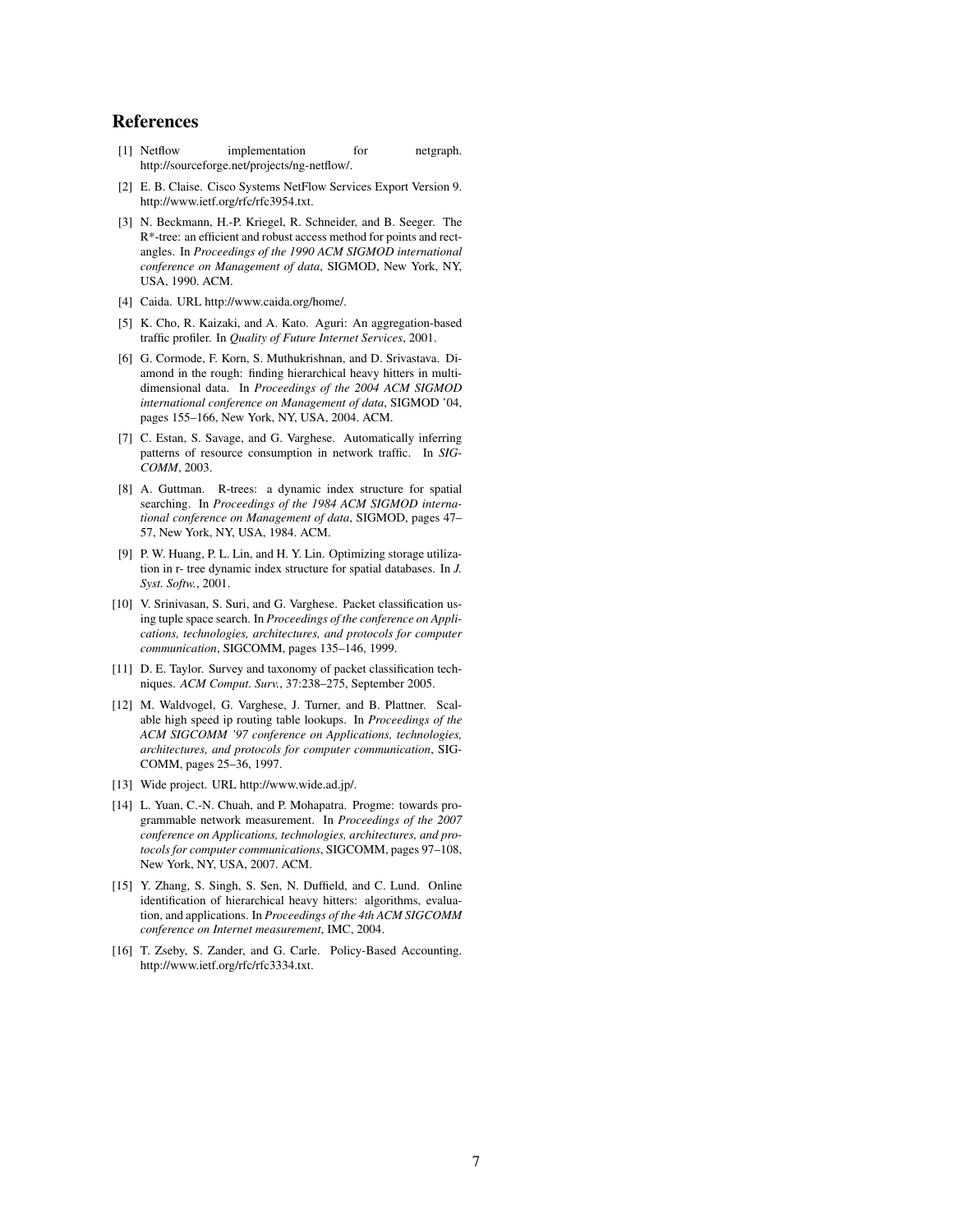## References

[1] Netflow implementation for netgraph. http://sourceforge.net/projects/ng-netflow/.

[2] E. B. Claise. Cisco Systems NetFlow Services Export Version 9. http://www.ietf.org/rfc/rfc3954.txt.

[3] N. Beckmann, H.-P. Kriegel, R. Schneider, and B. Seeger. The R*-tree: an efficient and robust access method for points and rectangles. In *Proceedings of the 1990 ACM SIGMOD international conference on Management of data*, SIGMOD, New York, NY, USA, 1990. ACM.

[4] Caida. URL http://www.caida.org/home/.

[5] K. Cho, R. Kaizaki, and A. Kato. Aguri: An aggregation-based traffic profiler. In *Quality of Future Internet Services*, 2001.

[6] G. Cormode, F. Korn, S. Muthukrishnan, and D. Srivastava. Diamond in the rough: finding hierarchical heavy hitters in multidimensional data. In *Proceedings of the 2004 ACM SIGMOD international conference on Management of data*, SIGMOD '04, pages 155–166, New York, NY, USA, 2004. ACM.

[7] C. Estan, S. Savage, and G. Varghese. Automatically inferring patterns of resource consumption in network traffic. In *SIGCOMM*, 2003.

[8] A. Guttman. R-trees: a dynamic index structure for spatial searching. In *Proceedings of the 1984 ACM SIGMOD international conference on Management of data*, SIGMOD, pages 47–57, New York, NY, USA, 1984. ACM.

[9] P. W. Huang, P. L. Lin, and H. Y. Lin. Optimizing storage utilization in r- tree dynamic index structure for spatial databases. In *J. Syst. Softw.*, 2001.

[10] V. Srinivasan, S. Suri, and G. Varghese. Packet classification using tuple space search. In *Proceedings of the conference on Applications, technologies, architectures, and protocols for computer communication*, SIGCOMM, pages 135–146, 1999.

[11] D. E. Taylor. Survey and taxonomy of packet classification techniques. *ACM Comput. Surv.*, 37:238–275, September 2005.

[12] M. Waldvogel, G. Varghese, J. Turner, and B. Plattner. Scalable high speed ip routing table lookups. In *Proceedings of the ACM SIGCOMM '97 conference on Applications, technologies, architectures, and protocols for computer communication*, SIGCOMM, pages 25–36, 1997.

[13] Wide project. URL http://www.wide.ad.jp/.

[14] L. Yuan, C.-N. Chuah, and P. Mohapatra. Progme: towards programmable network measurement. In *Proceedings of the 2007 conference on Applications, technologies, architectures, and protocols for computer communications*, SIGCOMM, pages 97–108, New York, NY, USA, 2007. ACM.

[15] Y. Zhang, S. Singh, S. Sen, N. Duffield, and C. Lund. Online identification of hierarchical heavy hitters: algorithms, evaluation, and applications. In *Proceedings of the 4th ACM SIGCOMM conference on Internet measurement*, IMC, 2004.

[16] T. Zseby, S. Zander, and G. Carle. Policy-Based Accounting. http://www.ietf.org/rfc/rfc3334.txt.